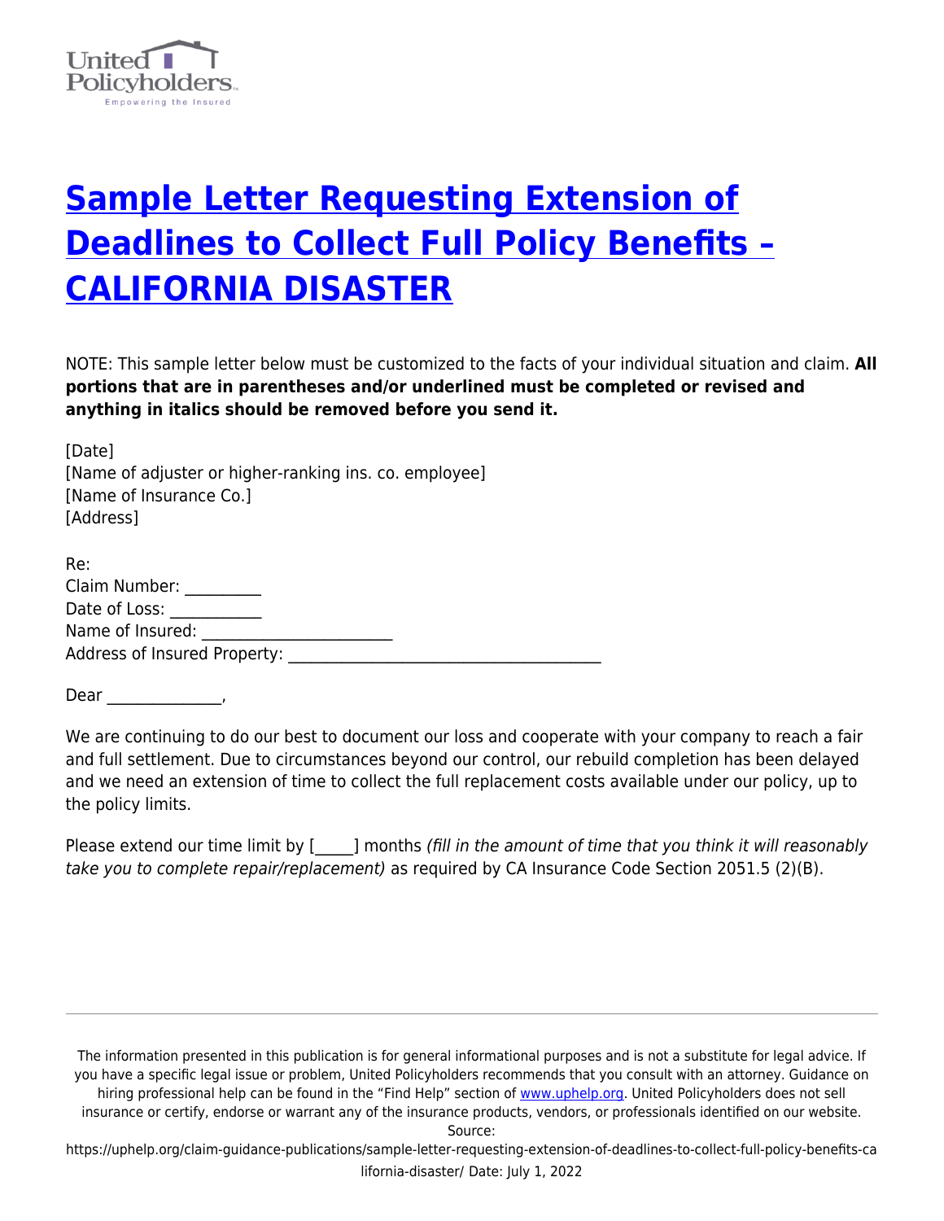# Sample Letter Requesting Extension of Deadlines to Collect Full Policy Benefits – CALIFORNIA DISASTER

NOTE: This sample letter below must be customized to the facts of your individual situation and claim. **All portions that are in parentheses and/or underlined must be completed or revised and anything in italics should be removed before you send it.**

[Date]
[Name of adjuster or higher-ranking ins. co. employee]
[Name of Insurance Co.]
[Address]

Re:
Claim Number: _________
Date of Loss: ___________
Name of Insured: _______________________
Address of Insured Property: ______________________________________

Dear ______________,

We are continuing to do our best to document our loss and cooperate with your company to reach a fair and full settlement. Due to circumstances beyond our control, our rebuild completion has been delayed and we need an extension of time to collect the full replacement costs available under our policy, up to the policy limits.

Please extend our time limit by [_____] months *(fill in the amount of time that you think it will reasonably take you to complete repair/replacement)* as required by CA Insurance Code Section 2051.5 (2)(B).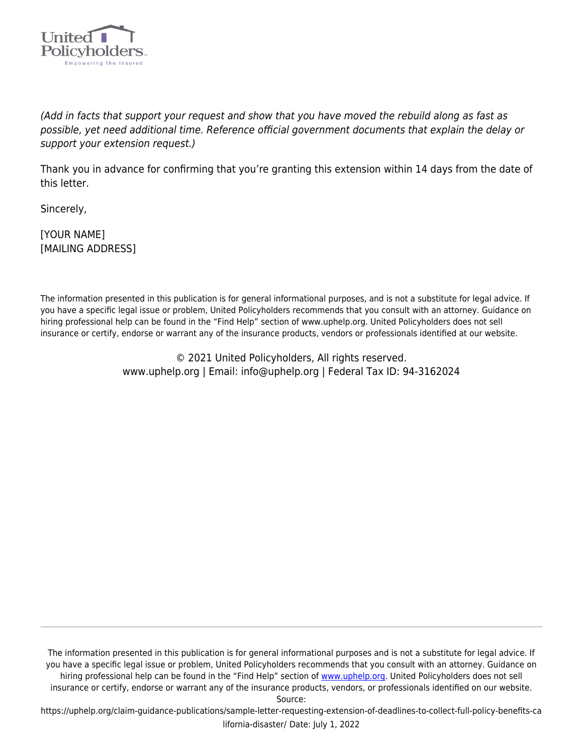*(Add in facts that support your request and show that you have moved the rebuild along as fast as possible, yet need additional time. Reference official government documents that explain the delay or support your extension request.)*

Thank you in advance for confirming that you're granting this extension within 14 days from the date of this letter.

Sincerely,

[YOUR NAME]
[MAILING ADDRESS]

The information presented in this publication is for general informational purposes, and is not a substitute for legal advice. If you have a specific legal issue or problem, United Policyholders recommends that you consult with an attorney. Guidance on hiring professional help can be found in the "Find Help" section of www.uphelp.org. United Policyholders does not sell insurance or certify, endorse or warrant any of the insurance products, vendors or professionals identified at our website.

© 2021 United Policyholders, All rights reserved.
www.uphelp.org | Email: info@uphelp.org | Federal Tax ID: 94-3162024